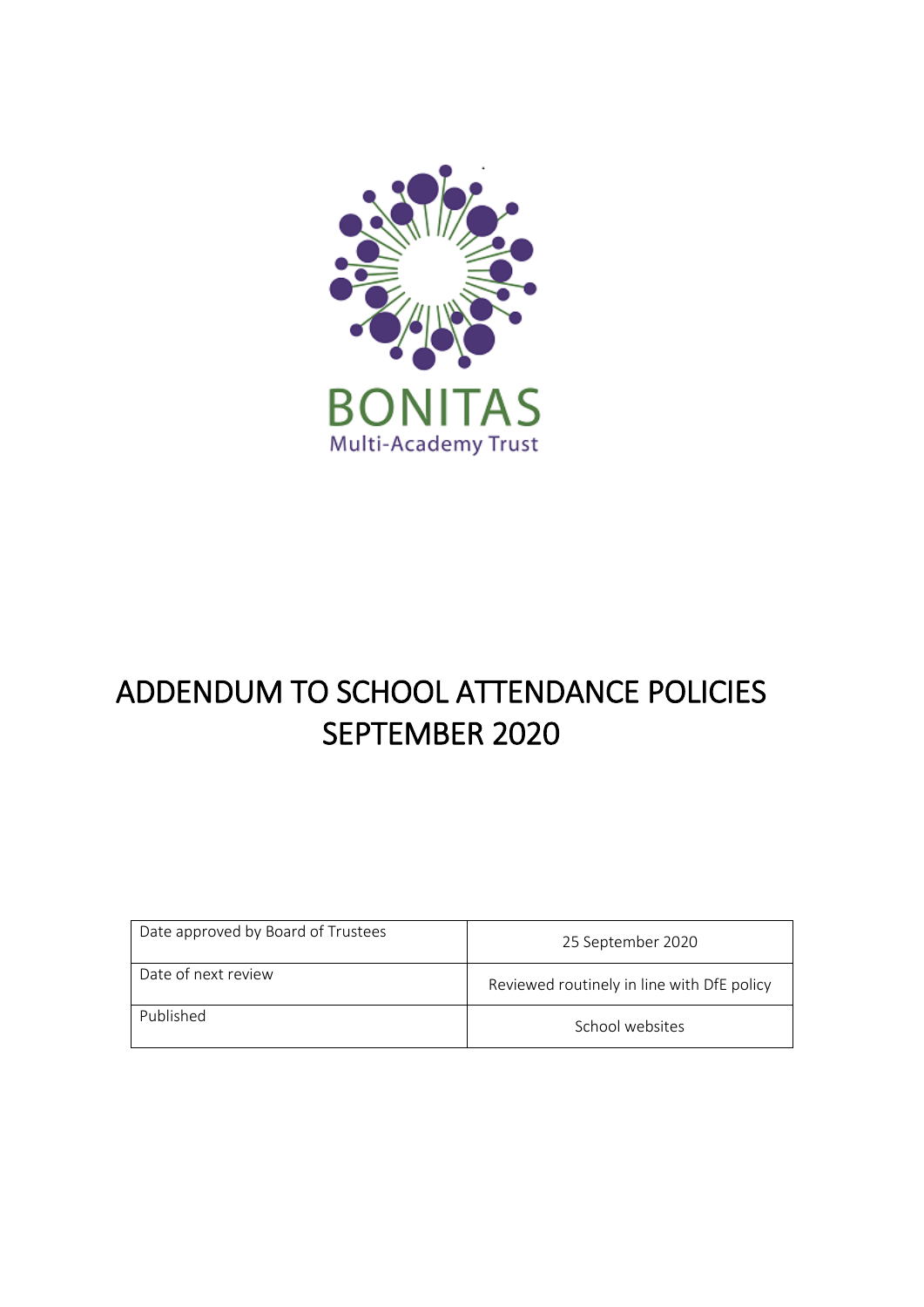BONITAS

Multi-Academy Trust

# ADDENDUM TO SCHOOL ATTENDANCE POLICIES SEPTEMBER 2020

| Date approved by Board of Trustees | 25 September 2020 |
| --- | --- |
| Date of next review | Reviewed routinely in line with DfE policy |
| Published | School websites |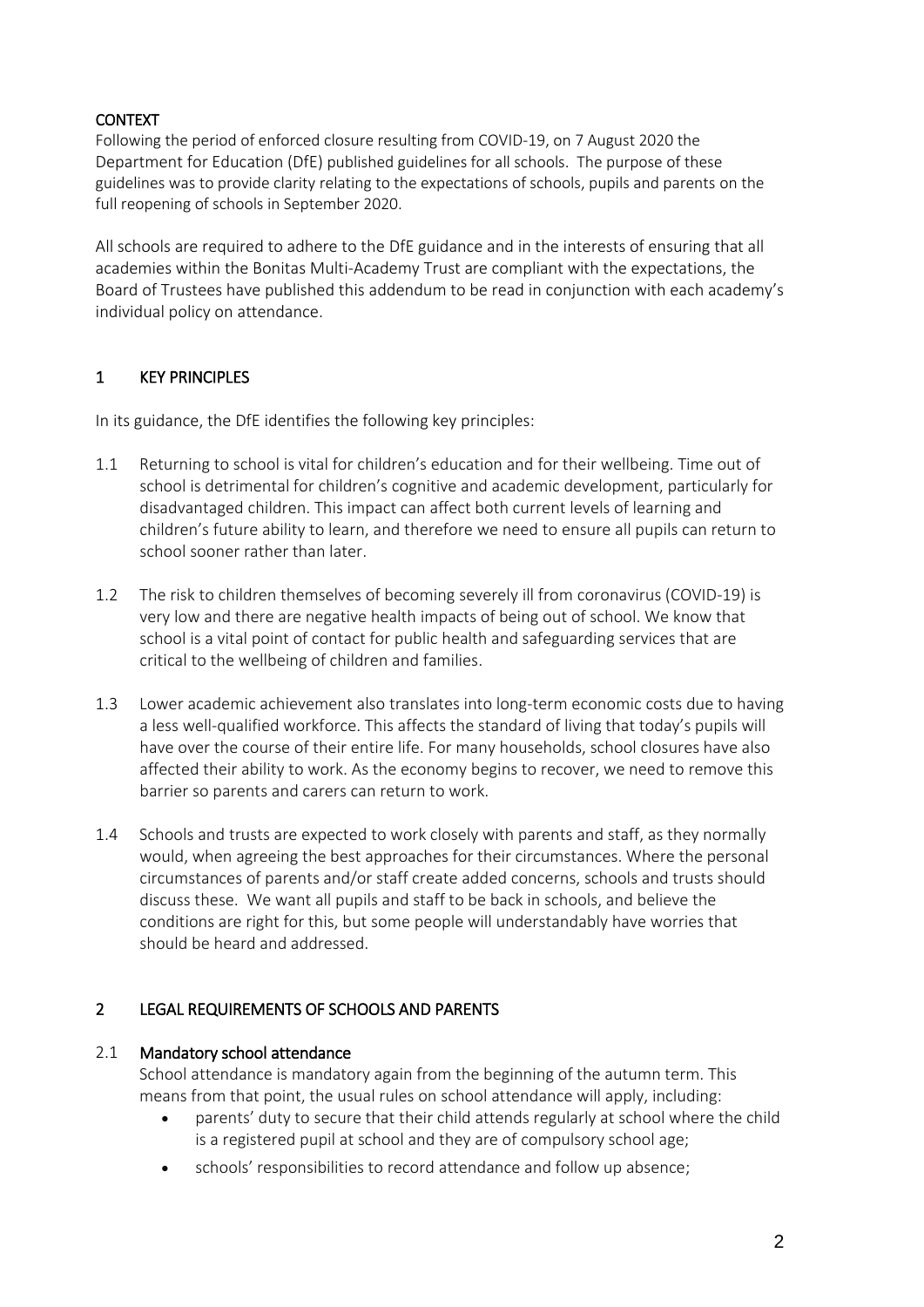## CONTEXT

Following the period of enforced closure resulting from COVID-19, on 7 August 2020 the Department for Education (DfE) published guidelines for all schools. The purpose of these guidelines was to provide clarity relating to the expectations of schools, pupils and parents on the full reopening of schools in September 2020.

All schools are required to adhere to the DfE guidance and in the interests of ensuring that all academies within the Bonitas Multi-Academy Trust are compliant with the expectations, the Board of Trustees have published this addendum to be read in conjunction with each academy's individual policy on attendance.

## 1 KEY PRINCIPLES

In its guidance, the DfE identifies the following key principles:

1.1 Returning to school is vital for children's education and for their wellbeing. Time out of school is detrimental for children's cognitive and academic development, particularly for disadvantaged children. This impact can affect both current levels of learning and children's future ability to learn, and therefore we need to ensure all pupils can return to school sooner rather than later.

1.2 The risk to children themselves of becoming severely ill from coronavirus (COVID-19) is very low and there are negative health impacts of being out of school. We know that school is a vital point of contact for public health and safeguarding services that are critical to the wellbeing of children and families.

1.3 Lower academic achievement also translates into long-term economic costs due to having a less well-qualified workforce. This affects the standard of living that today's pupils will have over the course of their entire life. For many households, school closures have also affected their ability to work. As the economy begins to recover, we need to remove this barrier so parents and carers can return to work.

1.4 Schools and trusts are expected to work closely with parents and staff, as they normally would, when agreeing the best approaches for their circumstances. Where the personal circumstances of parents and/or staff create added concerns, schools and trusts should discuss these. We want all pupils and staff to be back in schools, and believe the conditions are right for this, but some people will understandably have worries that should be heard and addressed.

## 2 LEGAL REQUIREMENTS OF SCHOOLS AND PARENTS

### 2.1 Mandatory school attendance

School attendance is mandatory again from the beginning of the autumn term. This means from that point, the usual rules on school attendance will apply, including:

- parents' duty to secure that their child attends regularly at school where the child is a registered pupil at school and they are of compulsory school age;
- schools' responsibilities to record attendance and follow up absence;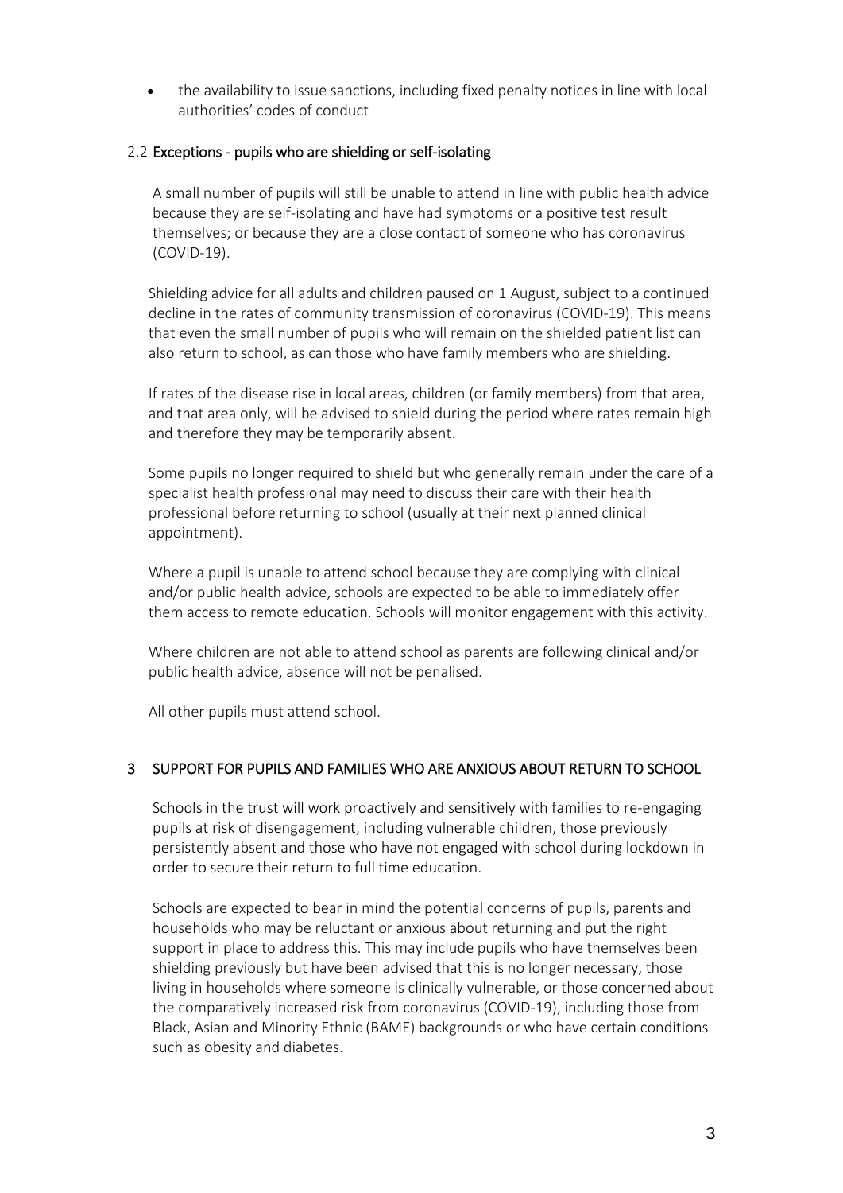- the availability to issue sanctions, including fixed penalty notices in line with local authorities' codes of conduct

### 2.2 Exceptions - pupils who are shielding or self-isolating

A small number of pupils will still be unable to attend in line with public health advice because they are self-isolating and have had symptoms or a positive test result themselves; or because they are a close contact of someone who has coronavirus (COVID-19).

Shielding advice for all adults and children paused on 1 August, subject to a continued decline in the rates of community transmission of coronavirus (COVID-19). This means that even the small number of pupils who will remain on the shielded patient list can also return to school, as can those who have family members who are shielding.

If rates of the disease rise in local areas, children (or family members) from that area, and that area only, will be advised to shield during the period where rates remain high and therefore they may be temporarily absent.

Some pupils no longer required to shield but who generally remain under the care of a specialist health professional may need to discuss their care with their health professional before returning to school (usually at their next planned clinical appointment).

Where a pupil is unable to attend school because they are complying with clinical and/or public health advice, schools are expected to be able to immediately offer them access to remote education. Schools will monitor engagement with this activity.

Where children are not able to attend school as parents are following clinical and/or public health advice, absence will not be penalised.

All other pupils must attend school.

## 3 SUPPORT FOR PUPILS AND FAMILIES WHO ARE ANXIOUS ABOUT RETURN TO SCHOOL

Schools in the trust will work proactively and sensitively with families to re-engaging pupils at risk of disengagement, including vulnerable children, those previously persistently absent and those who have not engaged with school during lockdown in order to secure their return to full time education.

Schools are expected to bear in mind the potential concerns of pupils, parents and households who may be reluctant or anxious about returning and put the right support in place to address this. This may include pupils who have themselves been shielding previously but have been advised that this is no longer necessary, those living in households where someone is clinically vulnerable, or those concerned about the comparatively increased risk from coronavirus (COVID-19), including those from Black, Asian and Minority Ethnic (BAME) backgrounds or who have certain conditions such as obesity and diabetes.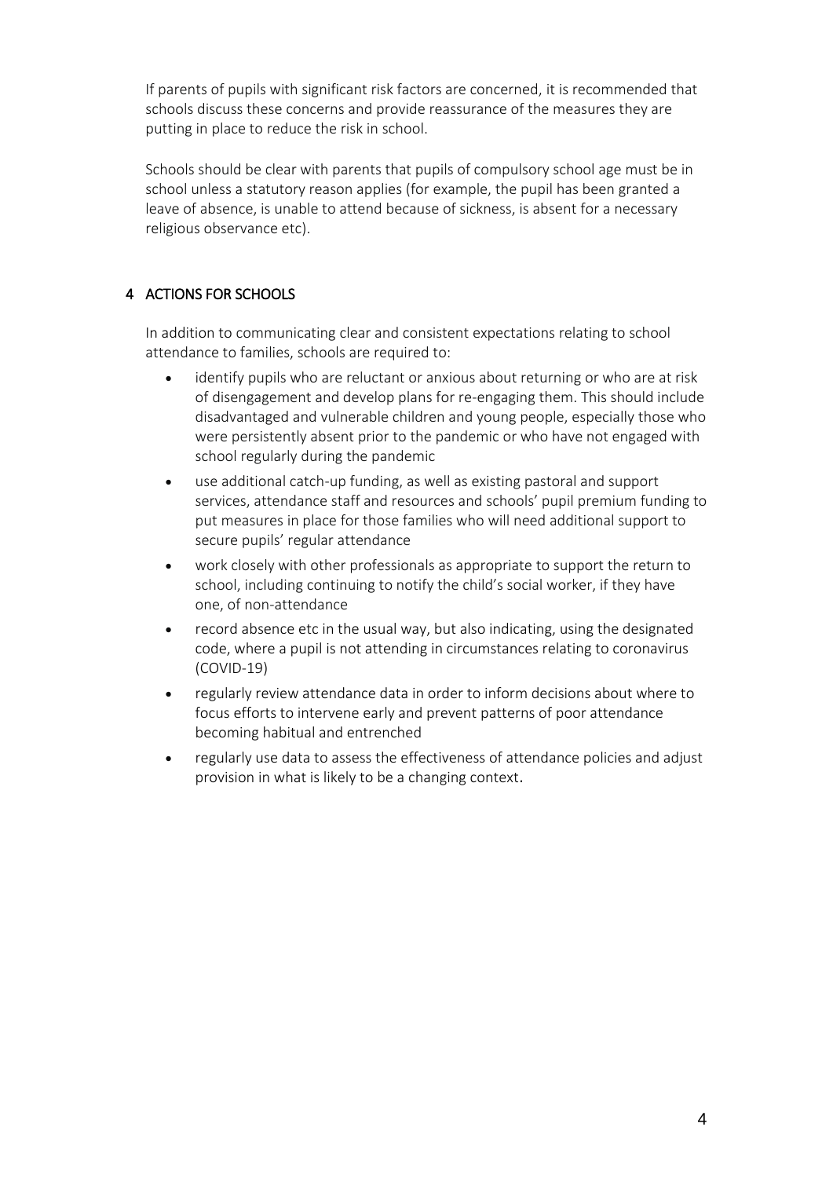If parents of pupils with significant risk factors are concerned, it is recommended that schools discuss these concerns and provide reassurance of the measures they are putting in place to reduce the risk in school.

Schools should be clear with parents that pupils of compulsory school age must be in school unless a statutory reason applies (for example, the pupil has been granted a leave of absence, is unable to attend because of sickness, is absent for a necessary religious observance etc).

## 4 ACTIONS FOR SCHOOLS

In addition to communicating clear and consistent expectations relating to school attendance to families, schools are required to:

- identify pupils who are reluctant or anxious about returning or who are at risk of disengagement and develop plans for re-engaging them. This should include disadvantaged and vulnerable children and young people, especially those who were persistently absent prior to the pandemic or who have not engaged with school regularly during the pandemic
- use additional catch-up funding, as well as existing pastoral and support services, attendance staff and resources and schools' pupil premium funding to put measures in place for those families who will need additional support to secure pupils' regular attendance
- work closely with other professionals as appropriate to support the return to school, including continuing to notify the child's social worker, if they have one, of non-attendance
- record absence etc in the usual way, but also indicating, using the designated code, where a pupil is not attending in circumstances relating to coronavirus (COVID-19)
- regularly review attendance data in order to inform decisions about where to focus efforts to intervene early and prevent patterns of poor attendance becoming habitual and entrenched
- regularly use data to assess the effectiveness of attendance policies and adjust provision in what is likely to be a changing context.